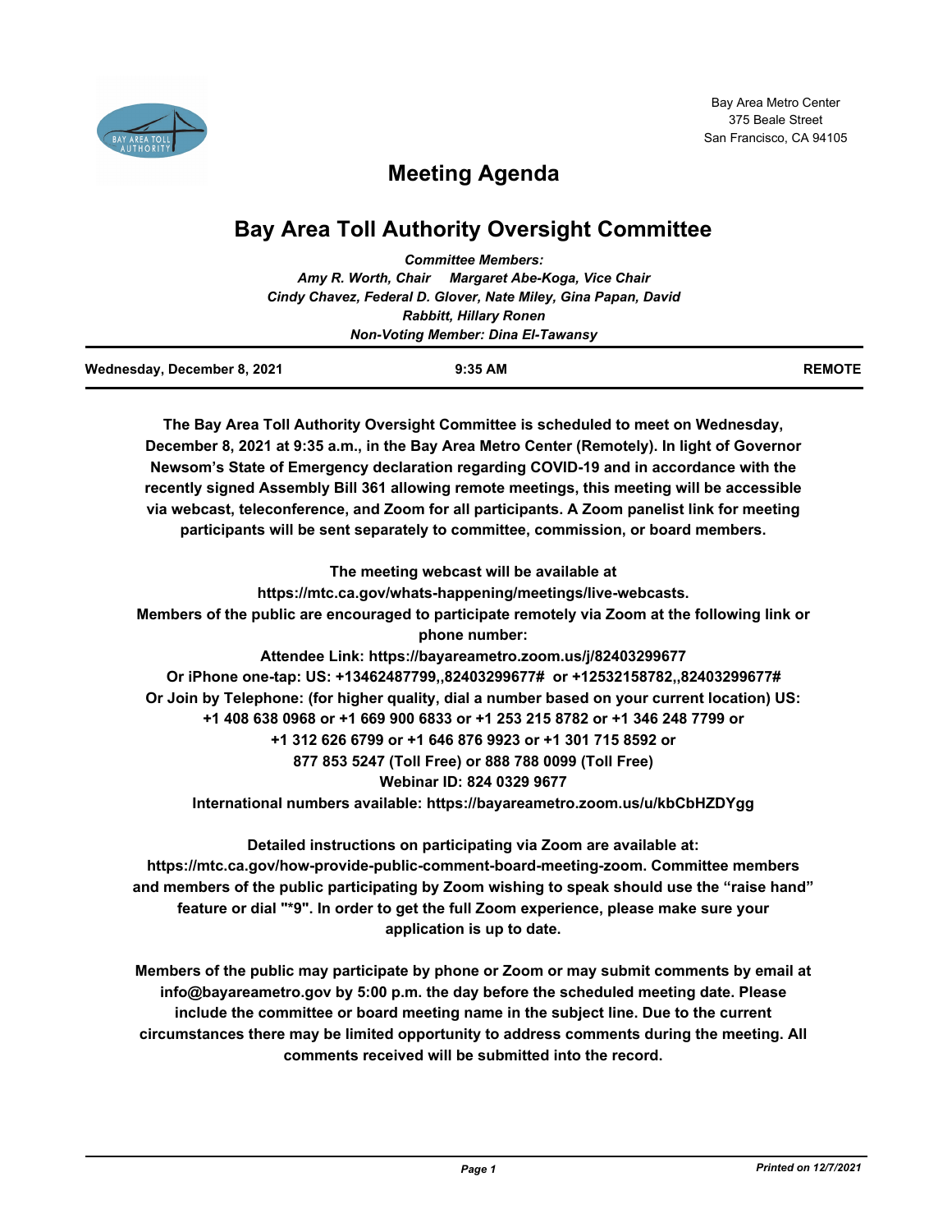Bay Area Metro Center
375 Beale Street
San Francisco, CA 94105

# Meeting Agenda

## Bay Area Toll Authority Oversight Committee

***Committee Members:***
***Amy R. Worth, Chair     Margaret Abe-Koga, Vice Chair***
***Cindy Chavez, Federal D. Glover, Nate Miley, Gina Papan, David Rabbitt, Hillary Ronen***
***Non-Voting Member: Dina El-Tawansy***

| Wednesday, December 8, 2021 | 9:35 AM | REMOTE |
|---|---|---|

**The Bay Area Toll Authority Oversight Committee is scheduled to meet on Wednesday, December 8, 2021 at 9:35 a.m., in the Bay Area Metro Center (Remotely). In light of Governor Newsom's State of Emergency declaration regarding COVID-19 and in accordance with the recently signed Assembly Bill 361 allowing remote meetings, this meeting will be accessible via webcast, teleconference, and Zoom for all participants. A Zoom panelist link for meeting participants will be sent separately to committee, commission, or board members.**

**The meeting webcast will be available at https://mtc.ca.gov/whats-happening/meetings/live-webcasts.**
**Members of the public are encouraged to participate remotely via Zoom at the following link or phone number:**
**Attendee Link: https://bayareametro.zoom.us/j/82403299677**
**Or iPhone one-tap: US: +13462487799,,82403299677# or +12532158782,,82403299677#**
**Or Join by Telephone: (for higher quality, dial a number based on your current location) US:**
**+1 408 638 0968 or +1 669 900 6833 or +1 253 215 8782 or +1 346 248 7799 or**
**+1 312 626 6799 or +1 646 876 9923 or +1 301 715 8592 or**
**877 853 5247 (Toll Free) or 888 788 0099 (Toll Free)**
**Webinar ID: 824 0329 9677**
**International numbers available: https://bayareametro.zoom.us/u/kbCbHZDYgg**

**Detailed instructions on participating via Zoom are available at: https://mtc.ca.gov/how-provide-public-comment-board-meeting-zoom. Committee members and members of the public participating by Zoom wishing to speak should use the "raise hand" feature or dial "*9". In order to get the full Zoom experience, please make sure your application is up to date.**

**Members of the public may participate by phone or Zoom or may submit comments by email at info@bayareametro.gov by 5:00 p.m. the day before the scheduled meeting date. Please include the committee or board meeting name in the subject line. Due to the current circumstances there may be limited opportunity to address comments during the meeting. All comments received will be submitted into the record.**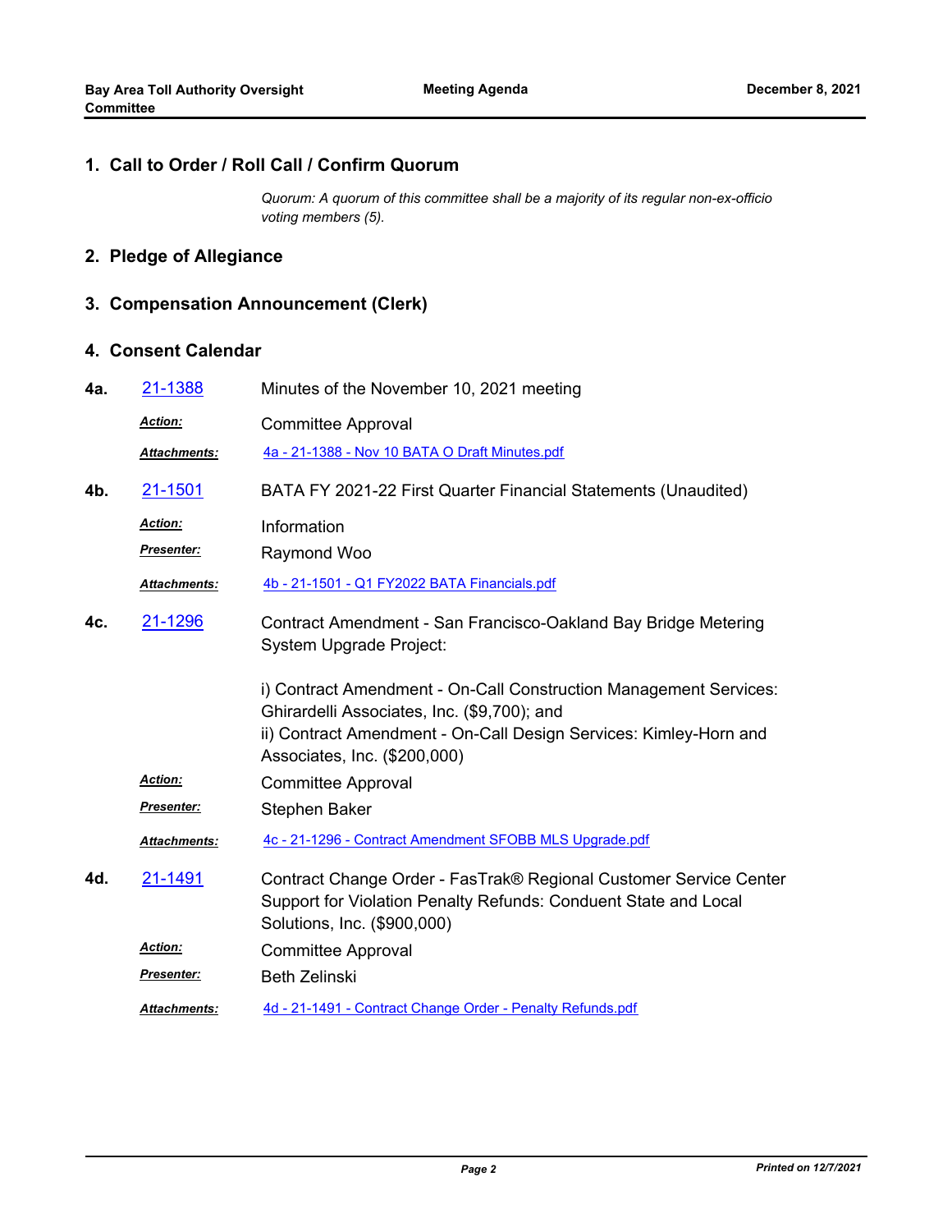## 1. Call to Order / Roll Call / Confirm Quorum

*Quorum: A quorum of this committee shall be a majority of its regular non-ex-officio voting members (5).*

## 2. Pledge of Allegiance

## 3. Compensation Announcement (Clerk)

## 4. Consent Calendar

**4a.** [21-1388](21-1388) Minutes of the November 10, 2021 meeting

***Action:*** Committee Approval

***Attachments:*** [4a - 21-1388 - Nov 10 BATA O Draft Minutes.pdf](4a - 21-1388 - Nov 10 BATA O Draft Minutes.pdf)

**4b.** [21-1501](21-1501) BATA FY 2021-22 First Quarter Financial Statements (Unaudited)

***Action:*** Information

***Presenter:*** Raymond Woo

***Attachments:*** [4b - 21-1501 - Q1 FY2022 BATA Financials.pdf](4b - 21-1501 - Q1 FY2022 BATA Financials.pdf)

**4c.** [21-1296](21-1296) Contract Amendment - San Francisco-Oakland Bay Bridge Metering System Upgrade Project:

i) Contract Amendment - On-Call Construction Management Services: Ghirardelli Associates, Inc. ($9,700); and
ii) Contract Amendment - On-Call Design Services: Kimley-Horn and Associates, Inc. ($200,000)

***Action:*** Committee Approval

***Presenter:*** Stephen Baker

***Attachments:*** [4c - 21-1296 - Contract Amendment SFOBB MLS Upgrade.pdf](4c - 21-1296 - Contract Amendment SFOBB MLS Upgrade.pdf)

**4d.** [21-1491](21-1491) Contract Change Order - FasTrak® Regional Customer Service Center Support for Violation Penalty Refunds: Conduent State and Local Solutions, Inc. ($900,000)

***Action:*** Committee Approval

***Presenter:*** Beth Zelinski

***Attachments:*** [4d - 21-1491 - Contract Change Order - Penalty Refunds.pdf](4d - 21-1491 - Contract Change Order - Penalty Refunds.pdf)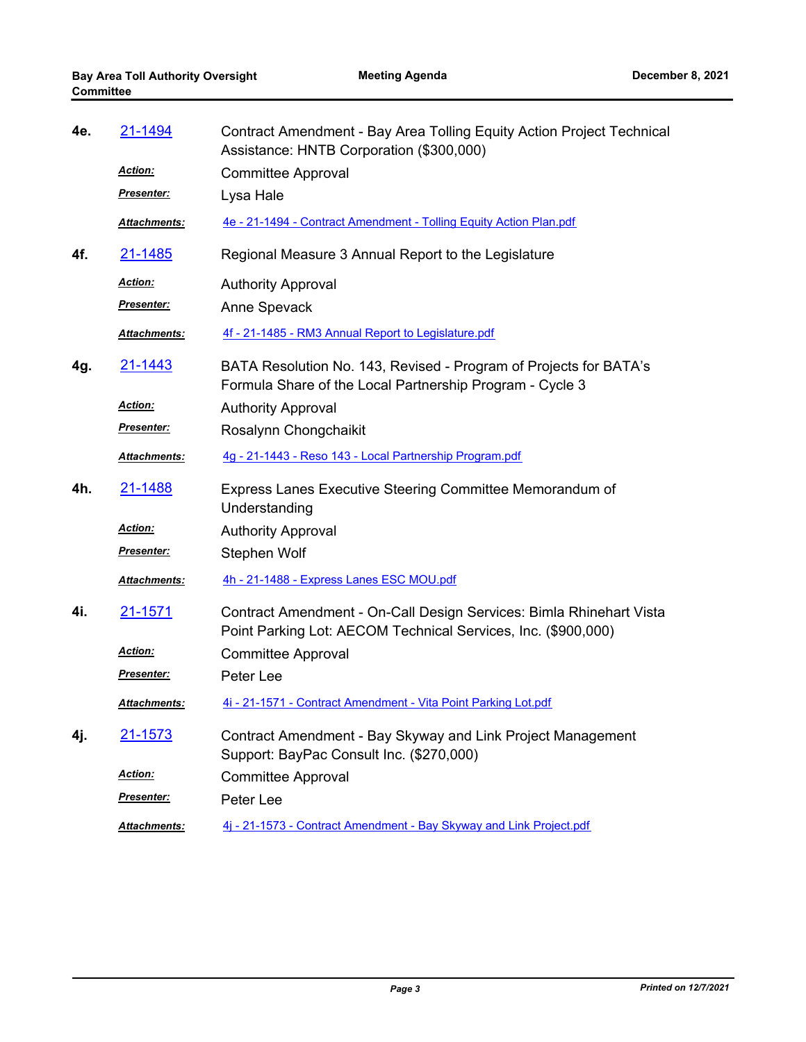**4e.** 21-1494 Contract Amendment - Bay Area Tolling Equity Action Project Technical Assistance: HNTB Corporation ($300,000)

*Action:* Committee Approval

*Presenter:* Lysa Hale

*Attachments:* 4e - 21-1494 - Contract Amendment - Tolling Equity Action Plan.pdf

**4f.** 21-1485 Regional Measure 3 Annual Report to the Legislature

*Action:* Authority Approval

*Presenter:* Anne Spevack

*Attachments:* 4f - 21-1485 - RM3 Annual Report to Legislature.pdf

**4g.** 21-1443 BATA Resolution No. 143, Revised - Program of Projects for BATA's Formula Share of the Local Partnership Program - Cycle 3

*Action:* Authority Approval

*Presenter:* Rosalynn Chongchaikit

*Attachments:* 4g - 21-1443 - Reso 143 - Local Partnership Program.pdf

**4h.** 21-1488 Express Lanes Executive Steering Committee Memorandum of Understanding

*Action:* Authority Approval

*Presenter:* Stephen Wolf

*Attachments:* 4h - 21-1488 - Express Lanes ESC MOU.pdf

**4i.** 21-1571 Contract Amendment - On-Call Design Services: Bimla Rhinehart Vista Point Parking Lot: AECOM Technical Services, Inc. ($900,000)

*Action:* Committee Approval

*Presenter:* Peter Lee

*Attachments:* 4i - 21-1571 - Contract Amendment - Vita Point Parking Lot.pdf

**4j.** 21-1573 Contract Amendment - Bay Skyway and Link Project Management Support: BayPac Consult Inc. ($270,000)

*Action:* Committee Approval

*Presenter:* Peter Lee

*Attachments:* 4j - 21-1573 - Contract Amendment - Bay Skyway and Link Project.pdf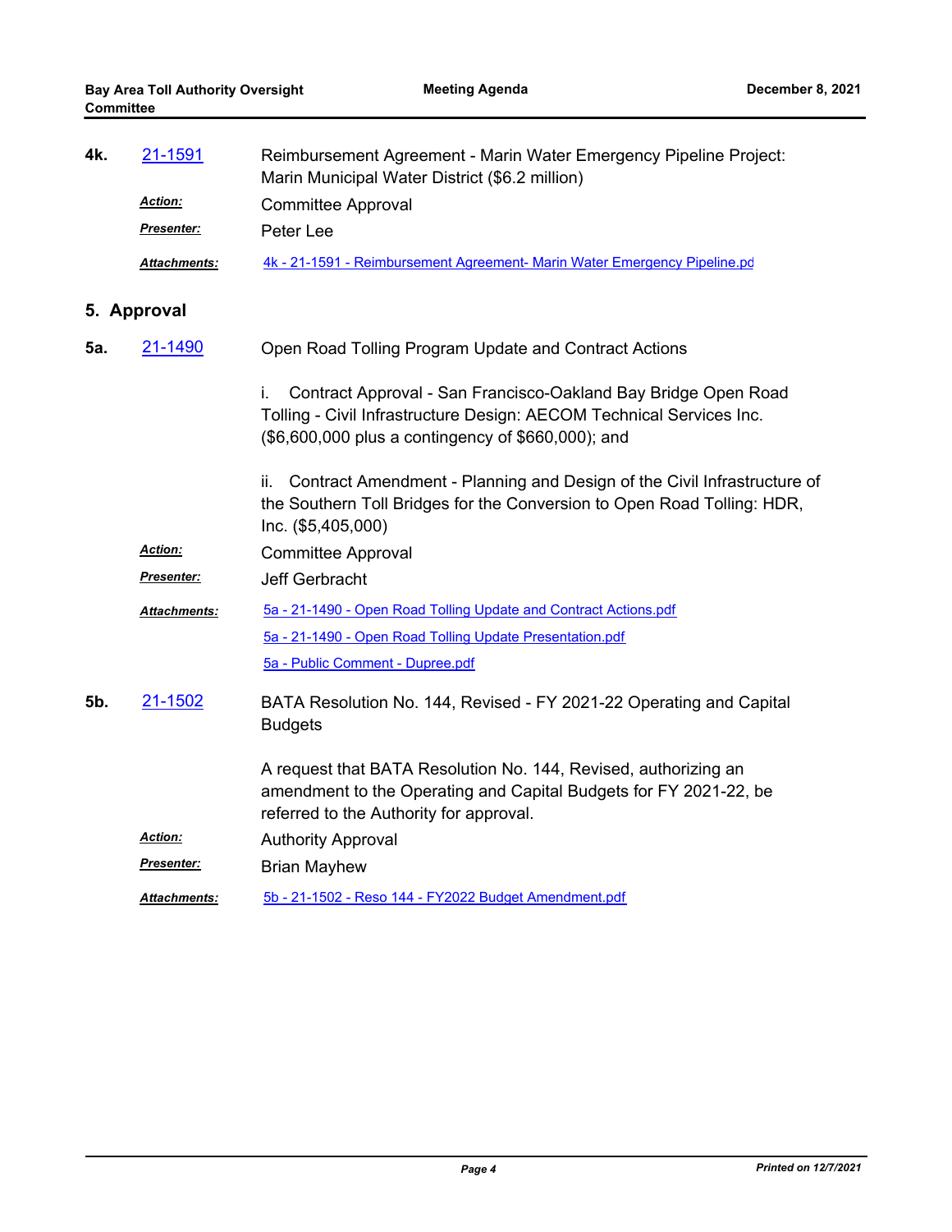**4k.** 21-1591 Reimbursement Agreement - Marin Water Emergency Pipeline Project: Marin Municipal Water District ($6.2 million)

***Action:*** Committee Approval

***Presenter:*** Peter Lee

***Attachments:*** 4k - 21-1591 - Reimbursement Agreement- Marin Water Emergency Pipeline.pd

## 5. Approval

**5a.** 21-1490 Open Road Tolling Program Update and Contract Actions

i. Contract Approval - San Francisco-Oakland Bay Bridge Open Road Tolling - Civil Infrastructure Design: AECOM Technical Services Inc. ($6,600,000 plus a contingency of $660,000); and

ii. Contract Amendment - Planning and Design of the Civil Infrastructure of the Southern Toll Bridges for the Conversion to Open Road Tolling: HDR, Inc. ($5,405,000)

***Action:*** Committee Approval

***Presenter:*** Jeff Gerbracht

***Attachments:*** 5a - 21-1490 - Open Road Tolling Update and Contract Actions.pdf

5a - 21-1490 - Open Road Tolling Update Presentation.pdf

5a - Public Comment - Dupree.pdf

**5b.** 21-1502 BATA Resolution No. 144, Revised - FY 2021-22 Operating and Capital Budgets

A request that BATA Resolution No. 144, Revised, authorizing an amendment to the Operating and Capital Budgets for FY 2021-22, be referred to the Authority for approval.

***Action:*** Authority Approval

***Presenter:*** Brian Mayhew

***Attachments:*** 5b - 21-1502 - Reso 144 - FY2022 Budget Amendment.pdf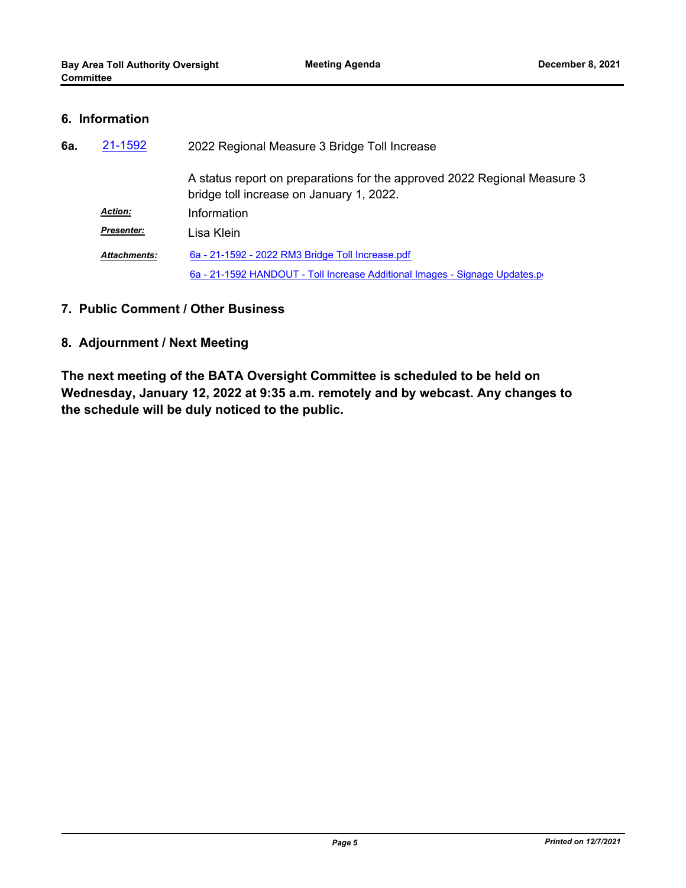## 6. Information

**6a.** 21-1592 — 2022 Regional Measure 3 Bridge Toll Increase

A status report on preparations for the approved 2022 Regional Measure 3 bridge toll increase on January 1, 2022.

***Action:*** Information

***Presenter:*** Lisa Klein

***Attachments:*** 6a - 21-1592 - 2022 RM3 Bridge Toll Increase.pdf
6a - 21-1592 HANDOUT - Toll Increase Additional Images - Signage Updates.p

## 7. Public Comment / Other Business

## 8. Adjournment / Next Meeting

**The next meeting of the BATA Oversight Committee is scheduled to be held on Wednesday, January 12, 2022 at 9:35 a.m. remotely and by webcast. Any changes to the schedule will be duly noticed to the public.**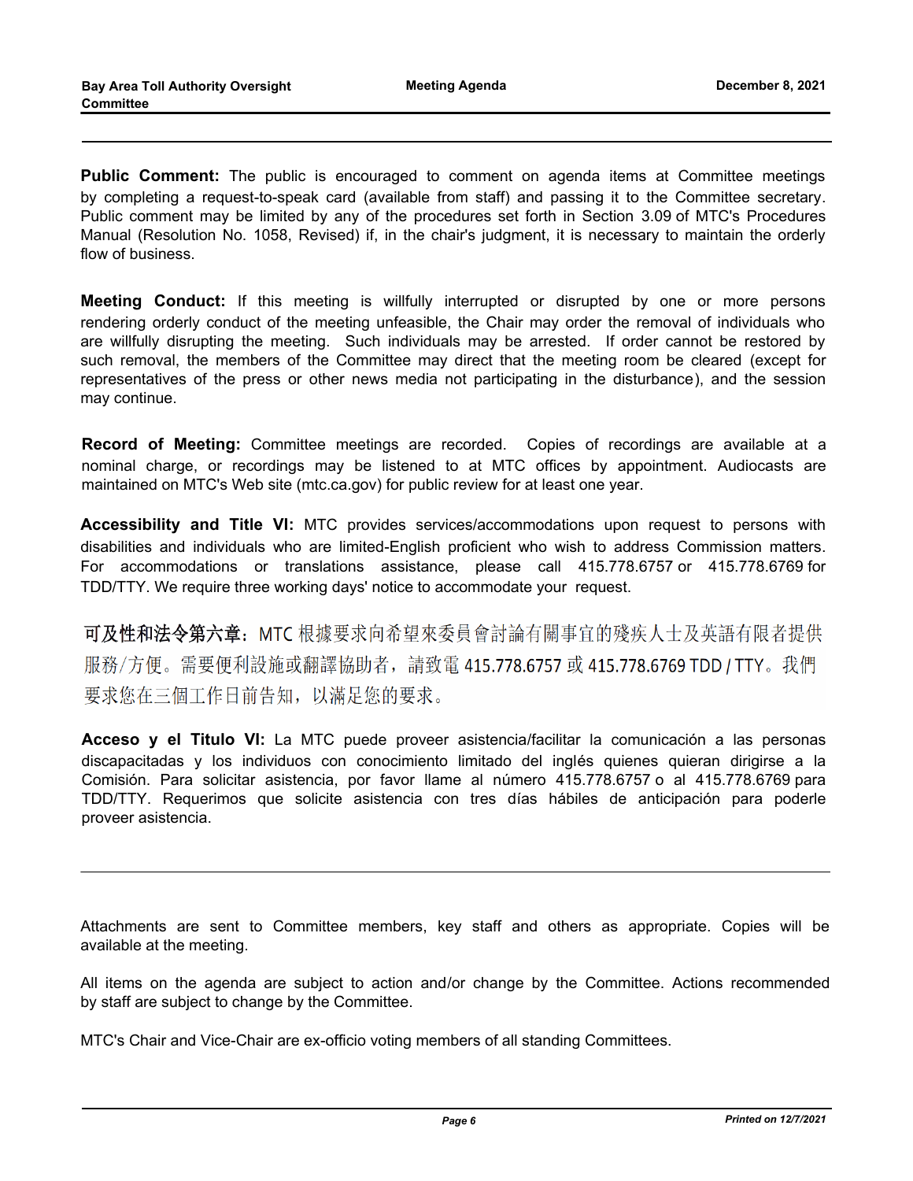**Public Comment:** The public is encouraged to comment on agenda items at Committee meetings by completing a request-to-speak card (available from staff) and passing it to the Committee secretary. Public comment may be limited by any of the procedures set forth in Section 3.09 of MTC's Procedures Manual (Resolution No. 1058, Revised) if, in the chair's judgment, it is necessary to maintain the orderly flow of business.

**Meeting Conduct:** If this meeting is willfully interrupted or disrupted by one or more persons rendering orderly conduct of the meeting unfeasible, the Chair may order the removal of individuals who are willfully disrupting the meeting. Such individuals may be arrested. If order cannot be restored by such removal, the members of the Committee may direct that the meeting room be cleared (except for representatives of the press or other news media not participating in the disturbance), and the session may continue.

**Record of Meeting:** Committee meetings are recorded. Copies of recordings are available at a nominal charge, or recordings may be listened to at MTC offices by appointment. Audiocasts are maintained on MTC's Web site (mtc.ca.gov) for public review for at least one year.

**Accessibility and Title VI:** MTC provides services/accommodations upon request to persons with disabilities and individuals who are limited-English proficient who wish to address Commission matters. For accommodations or translations assistance, please call 415.778.6757 or 415.778.6769 for TDD/TTY. We require three working days' notice to accommodate your request.

**可及性和法令第六章**：MTC 根據要求向希望來委員會討論有關事宜的殘疾人士及英語有限者提供服務/方便。需要便利設施或翻譯協助者，請致電 415.778.6757 或 415.778.6769 TDD / TTY。我們要求您在三個工作日前告知，以滿足您的要求。

**Acceso y el Titulo VI:** La MTC puede proveer asistencia/facilitar la comunicación a las personas discapacitadas y los individuos con conocimiento limitado del inglés quienes quieran dirigirse a la Comisión. Para solicitar asistencia, por favor llame al número 415.778.6757 o al 415.778.6769 para TDD/TTY. Requerimos que solicite asistencia con tres días hábiles de anticipación para poderle proveer asistencia.

---

Attachments are sent to Committee members, key staff and others as appropriate. Copies will be available at the meeting.

All items on the agenda are subject to action and/or change by the Committee. Actions recommended by staff are subject to change by the Committee.

MTC's Chair and Vice-Chair are ex-officio voting members of all standing Committees.